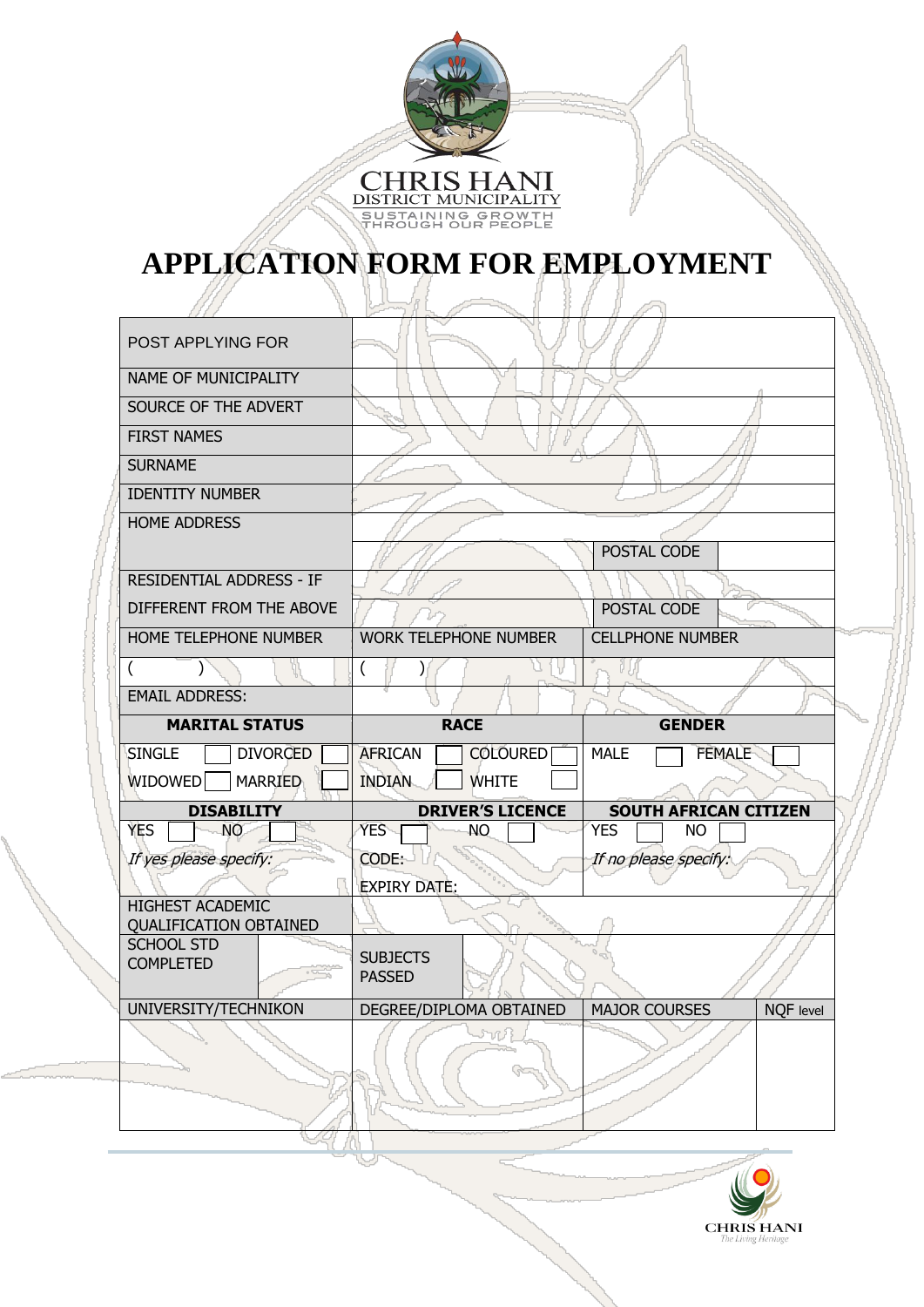CHRIS HANI
DISTRICT MUNICIPALITY
SUSTAINING GROWTH THROUGH OUR PEOPLE

# APPLICATION FORM FOR EMPLOYMENT

| | | | |
|---|---|---|---|
| POST APPLYING FOR | | | |
| NAME OF MUNICIPALITY | | | |
| SOURCE OF THE ADVERT | | | |
| FIRST NAMES | | | |
| SURNAME | | | |
| IDENTITY NUMBER | | | |
| HOME ADDRESS | | | |
| | | POSTAL CODE | |
| RESIDENTIAL ADDRESS - IF | | | |
| DIFFERENT FROM THE ABOVE | | POSTAL CODE | |
| HOME TELEPHONE NUMBER | WORK TELEPHONE NUMBER | CELLPHONE NUMBER | |
| (    ) | (    ) | | |
| EMAIL ADDRESS: | | | |
| **MARITAL STATUS** | **RACE** | **GENDER** | |
| SINGLE ☐ DIVORCED ☐ | AFRICAN ☐ COLOURED ☐ | MALE ☐ FEMALE ☐ | |
| WIDOWED ☐ MARRIED ☐ | INDIAN ☐ WHITE ☐ | | |
| **DISABILITY** | **DRIVER'S LICENCE** | **SOUTH AFRICAN CITIZEN** | |
| YES ☐ NO ☐ | YES ☐ NO ☐ | YES ☐ NO ☐ | |
| *If yes please specify:* | CODE: | *If no please specify:* | |
| | EXPIRY DATE: | | |
| HIGHEST ACADEMIC QUALIFICATION OBTAINED | | | |
| SCHOOL STD COMPLETED | SUBJECTS PASSED | | |
| UNIVERSITY/TECHNIKON | DEGREE/DIPLOMA OBTAINED | MAJOR COURSES | NQF level |
| | | | |

CHRIS HANI
The Living Heritage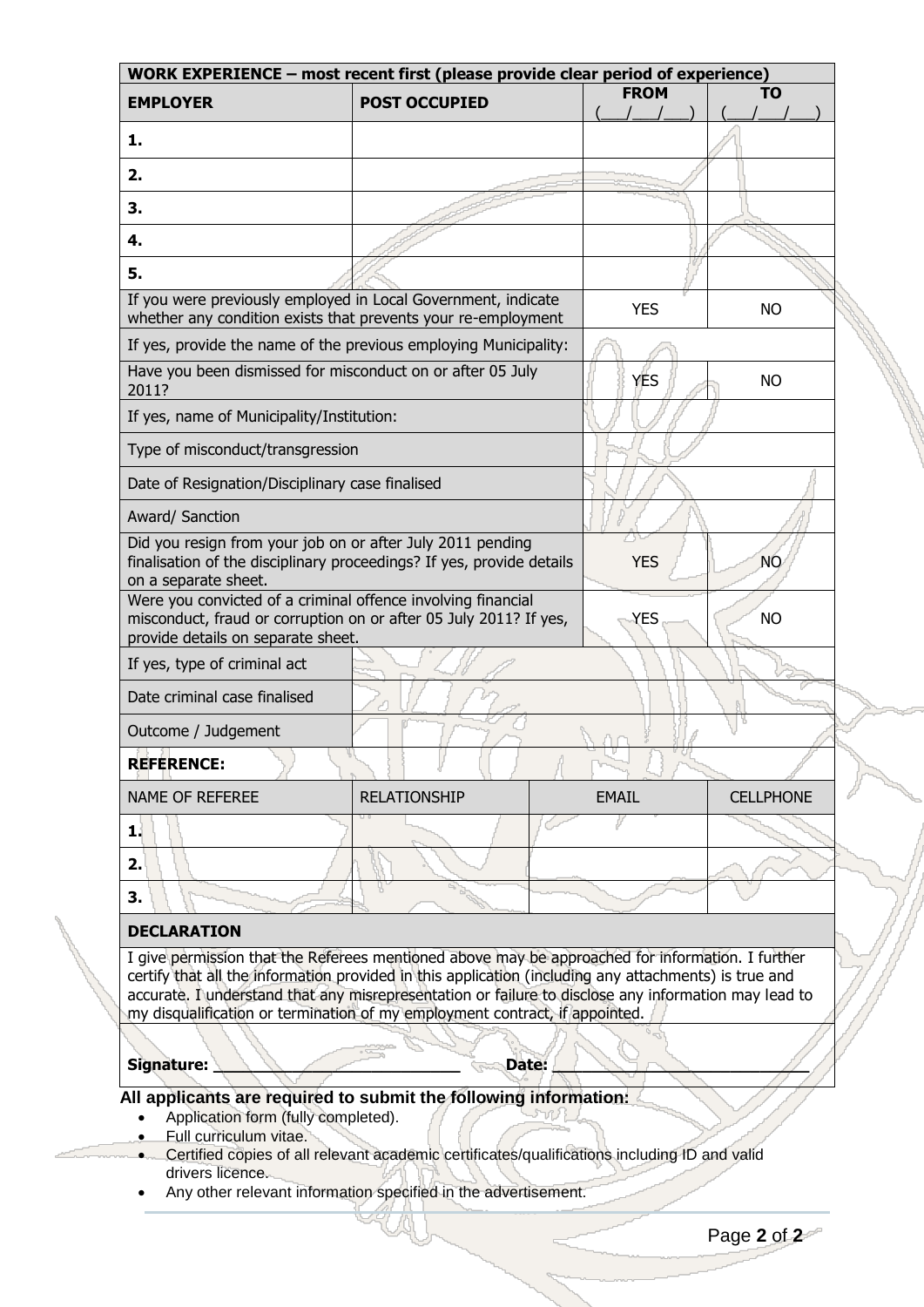| WORK EXPERIENCE – most recent first (please provide clear period of experience) | | | |
|---|---|---|---|
| **EMPLOYER** | **POST OCCUPIED** | **FROM** (\_\_\_/\_\_\_/\_\_\_) | **TO** (\_\_\_/\_\_\_/\_\_\_) |
| **1.** | | | |
| **2.** | | | |
| **3.** | | | |
| **4.** | | | |
| **5.** | | | |
| If you were previously employed in Local Government, indicate whether any condition exists that prevents your re-employment | | YES | NO |
| If yes, provide the name of the previous employing Municipality: | | | |
| Have you been dismissed for misconduct on or after 05 July 2011? | | YES | NO |
| If yes, name of Municipality/Institution: | | | |
| Type of misconduct/transgression | | | |
| Date of Resignation/Disciplinary case finalised | | | |
| Award/ Sanction | | | |
| Did you resign from your job on or after July 2011 pending finalisation of the disciplinary proceedings? If yes, provide details on a separate sheet. | | YES | NO |
| Were you convicted of a criminal offence involving financial misconduct, fraud or corruption on or after 05 July 2011? If yes, provide details on separate sheet. | | YES | NO |
| If yes, type of criminal act | | | |
| Date criminal case finalised | | | |
| Outcome / Judgement | | | |

| **REFERENCE:** | | | |
|---|---|---|---|
| NAME OF REFEREE | RELATIONSHIP | EMAIL | CELLPHONE |
| **1.** | | | |
| **2.** | | | |
| **3.** | | | |

**DECLARATION**

I give permission that the Referees mentioned above may be approached for information. I further certify that all the information provided in this application (including any attachments) is true and accurate. I understand that any misrepresentation or failure to disclose any information may lead to my disqualification or termination of my employment contract, if appointed.

**Signature:** \_\_\_\_\_\_\_\_\_\_\_\_\_\_\_\_\_\_\_\_\_\_\_\_\_\_\_ **Date:** \_\_\_\_\_\_\_\_\_\_\_\_\_\_\_\_\_\_\_\_\_\_\_\_\_\_\_\_\_\_

**All applicants are required to submit the following information:**

- Application form (fully completed).
- Full curriculum vitae.
- Certified copies of all relevant academic certificates/qualifications including ID and valid drivers licence.
- Any other relevant information specified in the advertisement.